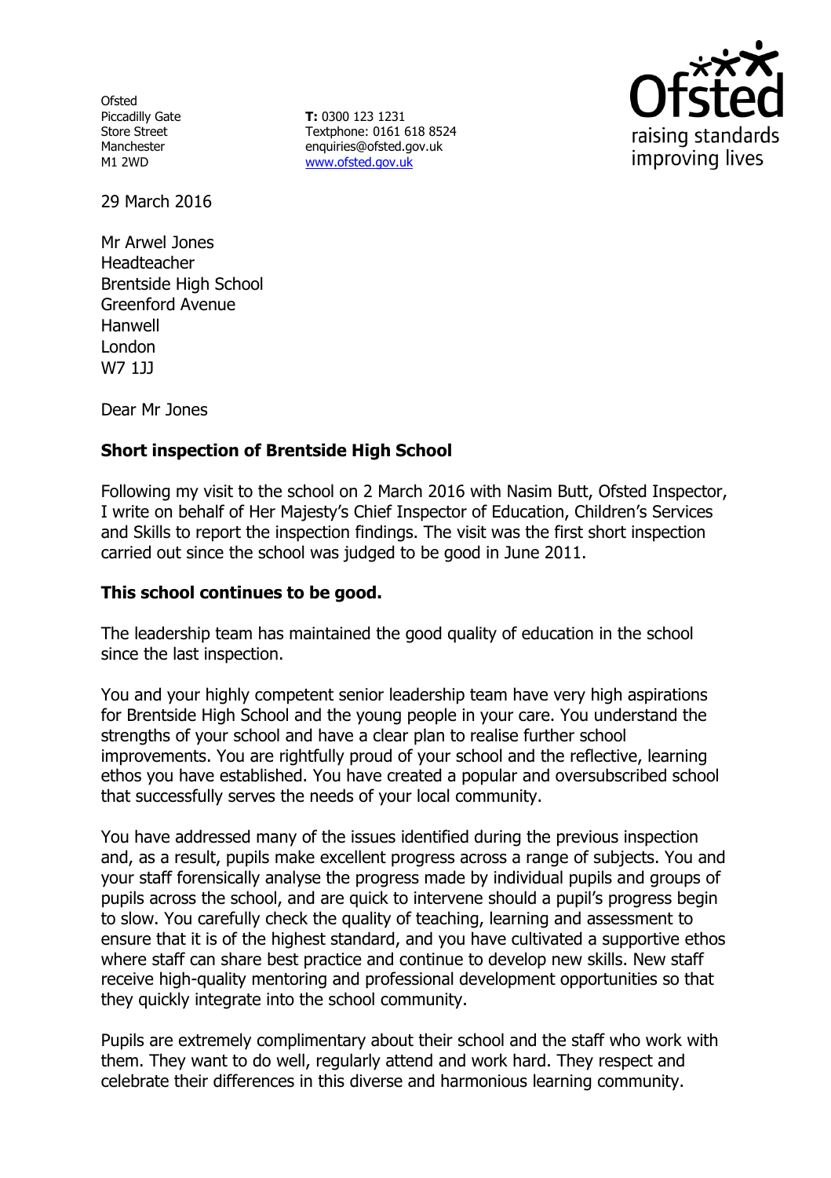Ofsted
Piccadilly Gate
Store Street
Manchester
M1 2WD

**T:** 0300 123 1231
Textphone: 0161 618 8524
enquiries@ofsted.gov.uk
www.ofsted.gov.uk

29 March 2016

Mr Arwel Jones
Headteacher
Brentside High School
Greenford Avenue
Hanwell
London
W7 1JJ

Dear Mr Jones

**Short inspection of Brentside High School**

Following my visit to the school on 2 March 2016 with Nasim Butt, Ofsted Inspector, I write on behalf of Her Majesty's Chief Inspector of Education, Children's Services and Skills to report the inspection findings. The visit was the first short inspection carried out since the school was judged to be good in June 2011.

**This school continues to be good.**

The leadership team has maintained the good quality of education in the school since the last inspection.

You and your highly competent senior leadership team have very high aspirations for Brentside High School and the young people in your care. You understand the strengths of your school and have a clear plan to realise further school improvements. You are rightfully proud of your school and the reflective, learning ethos you have established. You have created a popular and oversubscribed school that successfully serves the needs of your local community.

You have addressed many of the issues identified during the previous inspection and, as a result, pupils make excellent progress across a range of subjects. You and your staff forensically analyse the progress made by individual pupils and groups of pupils across the school, and are quick to intervene should a pupil's progress begin to slow. You carefully check the quality of teaching, learning and assessment to ensure that it is of the highest standard, and you have cultivated a supportive ethos where staff can share best practice and continue to develop new skills. New staff receive high-quality mentoring and professional development opportunities so that they quickly integrate into the school community.

Pupils are extremely complimentary about their school and the staff who work with them. They want to do well, regularly attend and work hard. They respect and celebrate their differences in this diverse and harmonious learning community.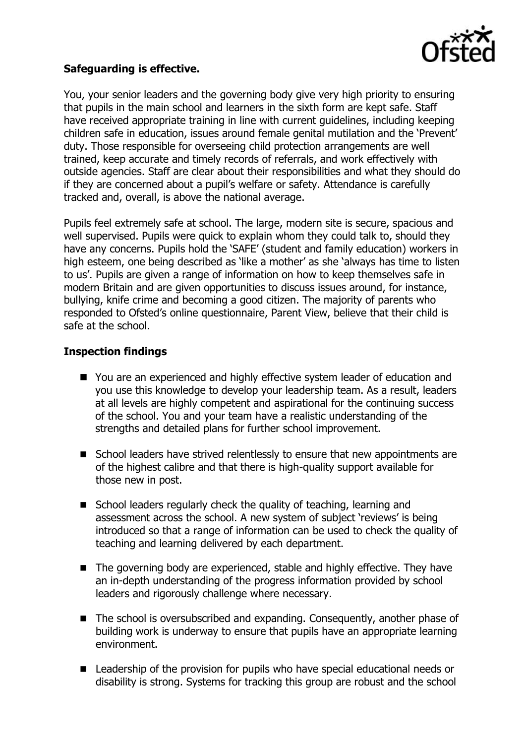**Safeguarding is effective.**

You, your senior leaders and the governing body give very high priority to ensuring that pupils in the main school and learners in the sixth form are kept safe. Staff have received appropriate training in line with current guidelines, including keeping children safe in education, issues around female genital mutilation and the 'Prevent' duty. Those responsible for overseeing child protection arrangements are well trained, keep accurate and timely records of referrals, and work effectively with outside agencies. Staff are clear about their responsibilities and what they should do if they are concerned about a pupil's welfare or safety. Attendance is carefully tracked and, overall, is above the national average.

Pupils feel extremely safe at school. The large, modern site is secure, spacious and well supervised. Pupils were quick to explain whom they could talk to, should they have any concerns. Pupils hold the 'SAFE' (student and family education) workers in high esteem, one being described as 'like a mother' as she 'always has time to listen to us'. Pupils are given a range of information on how to keep themselves safe in modern Britain and are given opportunities to discuss issues around, for instance, bullying, knife crime and becoming a good citizen. The majority of parents who responded to Ofsted's online questionnaire, Parent View, believe that their child is safe at the school.

**Inspection findings**

- You are an experienced and highly effective system leader of education and you use this knowledge to develop your leadership team. As a result, leaders at all levels are highly competent and aspirational for the continuing success of the school. You and your team have a realistic understanding of the strengths and detailed plans for further school improvement.
- School leaders have strived relentlessly to ensure that new appointments are of the highest calibre and that there is high-quality support available for those new in post.
- School leaders regularly check the quality of teaching, learning and assessment across the school. A new system of subject 'reviews' is being introduced so that a range of information can be used to check the quality of teaching and learning delivered by each department.
- The governing body are experienced, stable and highly effective. They have an in-depth understanding of the progress information provided by school leaders and rigorously challenge where necessary.
- The school is oversubscribed and expanding. Consequently, another phase of building work is underway to ensure that pupils have an appropriate learning environment.
- Leadership of the provision for pupils who have special educational needs or disability is strong. Systems for tracking this group are robust and the school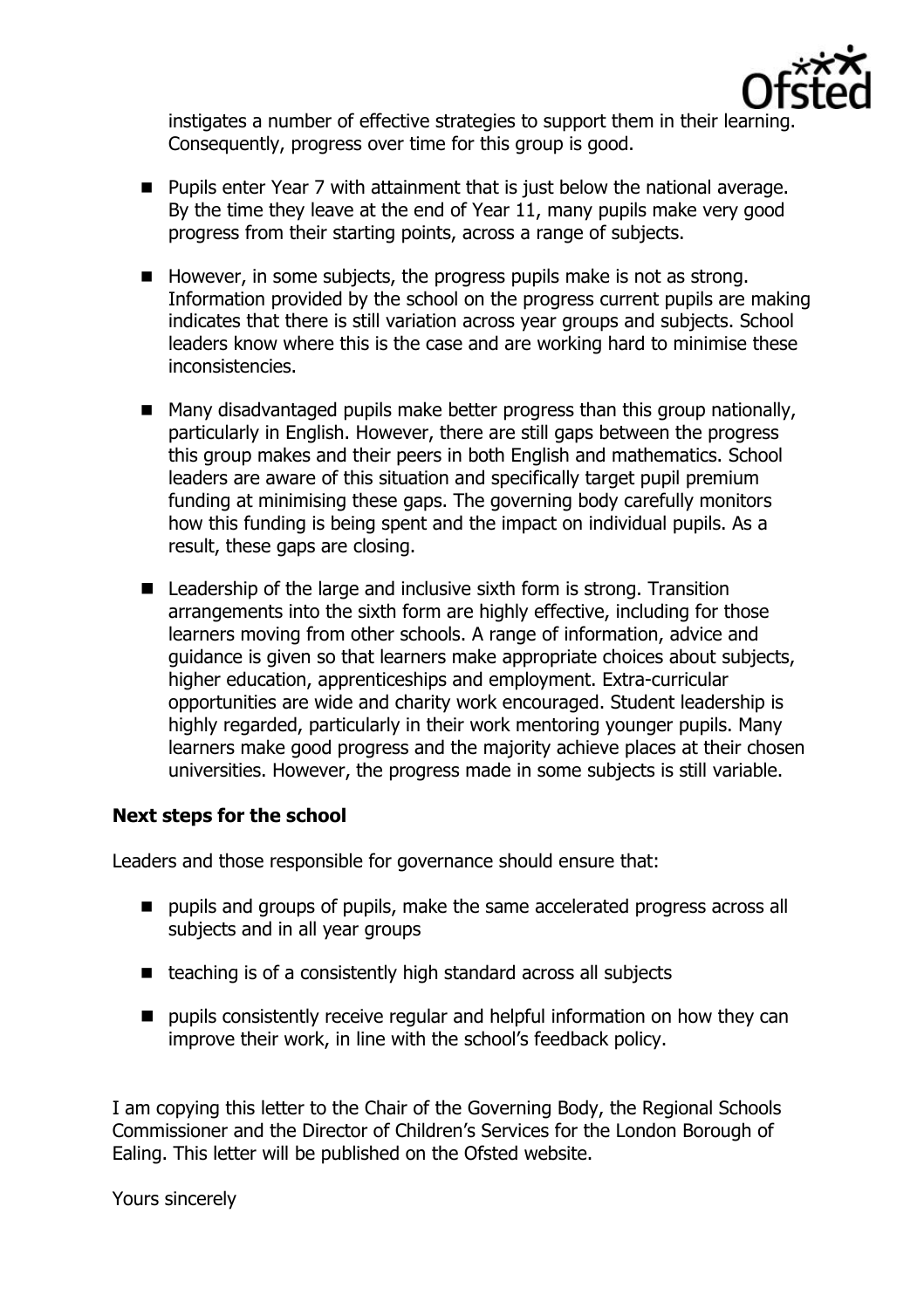instigates a number of effective strategies to support them in their learning. Consequently, progress over time for this group is good.

- Pupils enter Year 7 with attainment that is just below the national average. By the time they leave at the end of Year 11, many pupils make very good progress from their starting points, across a range of subjects.
- However, in some subjects, the progress pupils make is not as strong. Information provided by the school on the progress current pupils are making indicates that there is still variation across year groups and subjects. School leaders know where this is the case and are working hard to minimise these inconsistencies.
- Many disadvantaged pupils make better progress than this group nationally, particularly in English. However, there are still gaps between the progress this group makes and their peers in both English and mathematics. School leaders are aware of this situation and specifically target pupil premium funding at minimising these gaps. The governing body carefully monitors how this funding is being spent and the impact on individual pupils. As a result, these gaps are closing.
- Leadership of the large and inclusive sixth form is strong. Transition arrangements into the sixth form are highly effective, including for those learners moving from other schools. A range of information, advice and guidance is given so that learners make appropriate choices about subjects, higher education, apprenticeships and employment. Extra-curricular opportunities are wide and charity work encouraged. Student leadership is highly regarded, particularly in their work mentoring younger pupils. Many learners make good progress and the majority achieve places at their chosen universities. However, the progress made in some subjects is still variable.

**Next steps for the school**

Leaders and those responsible for governance should ensure that:

- pupils and groups of pupils, make the same accelerated progress across all subjects and in all year groups
- teaching is of a consistently high standard across all subjects
- pupils consistently receive regular and helpful information on how they can improve their work, in line with the school's feedback policy.

I am copying this letter to the Chair of the Governing Body, the Regional Schools Commissioner and the Director of Children's Services for the London Borough of Ealing. This letter will be published on the Ofsted website.

Yours sincerely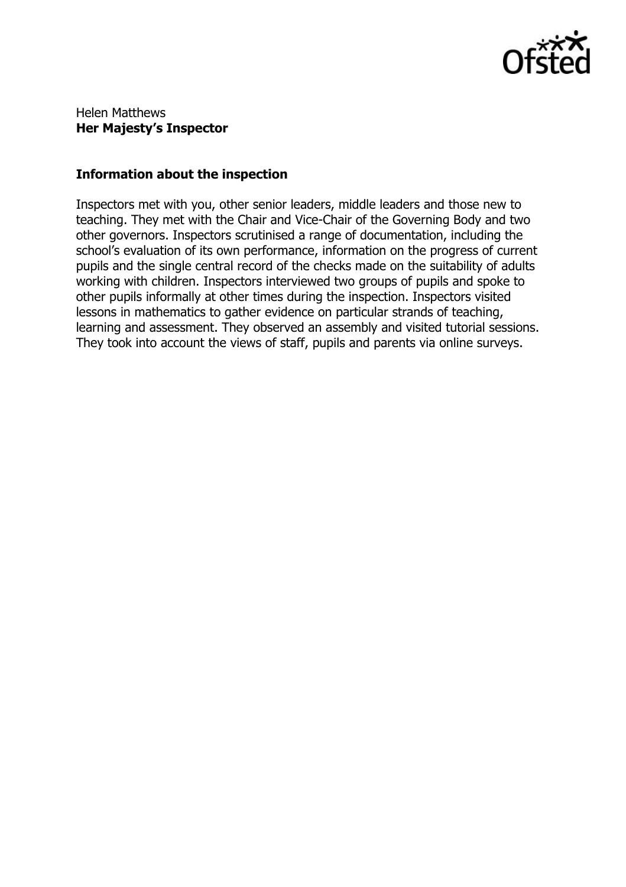Helen Matthews
**Her Majesty's Inspector**

## Information about the inspection

Inspectors met with you, other senior leaders, middle leaders and those new to teaching. They met with the Chair and Vice-Chair of the Governing Body and two other governors. Inspectors scrutinised a range of documentation, including the school's evaluation of its own performance, information on the progress of current pupils and the single central record of the checks made on the suitability of adults working with children. Inspectors interviewed two groups of pupils and spoke to other pupils informally at other times during the inspection. Inspectors visited lessons in mathematics to gather evidence on particular strands of teaching, learning and assessment. They observed an assembly and visited tutorial sessions. They took into account the views of staff, pupils and parents via online surveys.